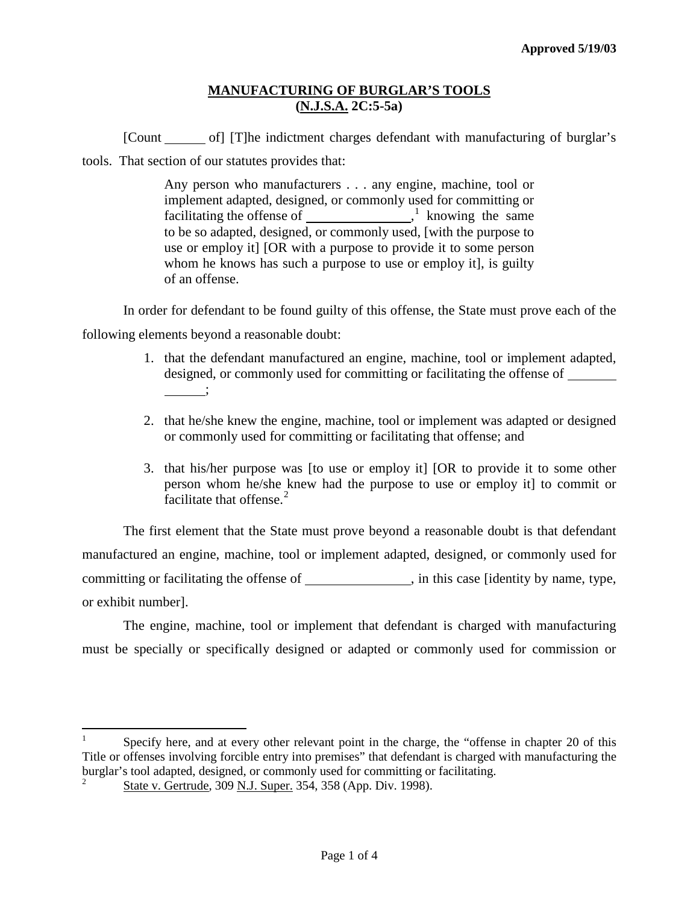**Approved 5/19/03**

# MANUFACTURING OF BURGLAR'S TOOLS
## (N.J.S.A. 2C:5-5a)

[Count ______ of] [T]he indictment charges defendant with manufacturing of burglar's tools. That section of our statutes provides that:

> Any person who manufacturers . . . any engine, machine, tool or implement adapted, designed, or commonly used for committing or facilitating the offense of ________________,[1] knowing the same to be so adapted, designed, or commonly used, [with the purpose to use or employ it] [OR with a purpose to provide it to some person whom he knows has such a purpose to use or employ it], is guilty of an offense.

In order for defendant to be found guilty of this offense, the State must prove each of the following elements beyond a reasonable doubt:

1. that the defendant manufactured an engine, machine, tool or implement adapted, designed, or commonly used for committing or facilitating the offense of ______________;

2. that he/she knew the engine, machine, tool or implement was adapted or designed or commonly used for committing or facilitating that offense; and

3. that his/her purpose was [to use or employ it] [OR to provide it to some other person whom he/she knew had the purpose to use or employ it] to commit or facilitate that offense.[2]

The first element that the State must prove beyond a reasonable doubt is that defendant manufactured an engine, machine, tool or implement adapted, designed, or commonly used for committing or facilitating the offense of ________________, in this case [identity by name, type, or exhibit number].

The engine, machine, tool or implement that defendant is charged with manufacturing must be specially or specifically designed or adapted or commonly used for commission or

---

[1] Specify here, and at every other relevant point in the charge, the "offense in chapter 20 of this Title or offenses involving forcible entry into premises" that defendant is charged with manufacturing the burglar's tool adapted, designed, or commonly used for committing or facilitating.

[2] State v. Gertrude, 309 N.J. Super. 354, 358 (App. Div. 1998).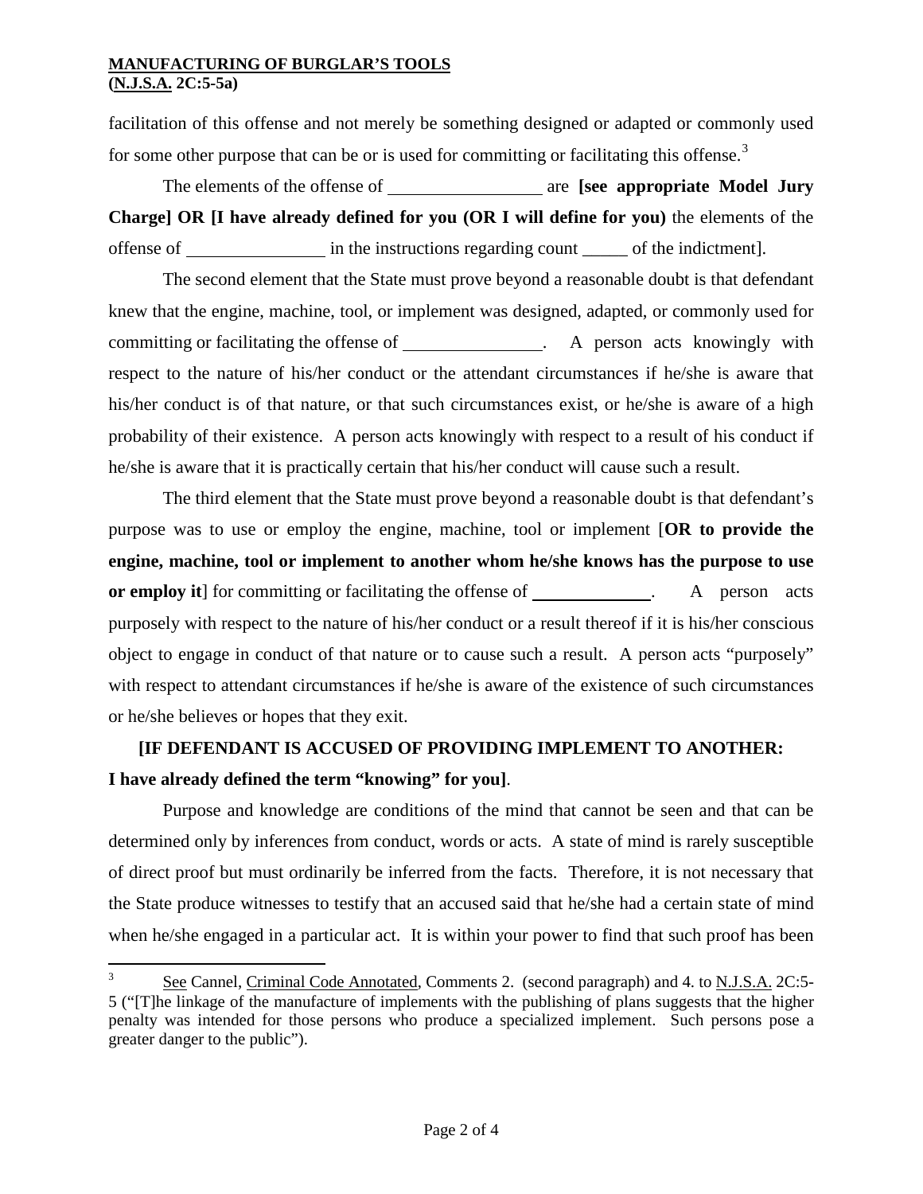facilitation of this offense and not merely be something designed or adapted or commonly used for some other purpose that can be or is used for committing or facilitating this offense.[3]

The elements of the offense of ________________ are **[see appropriate Model Jury Charge] OR [I have already defined for you (OR I will define for you)** the elements of the offense of ______________ in the instructions regarding count _____ of the indictment].

The second element that the State must prove beyond a reasonable doubt is that defendant knew that the engine, machine, tool, or implement was designed, adapted, or commonly used for committing or facilitating the offense of ______________. A person acts knowingly with respect to the nature of his/her conduct or the attendant circumstances if he/she is aware that his/her conduct is of that nature, or that such circumstances exist, or he/she is aware of a high probability of their existence. A person acts knowingly with respect to a result of his conduct if he/she is aware that it is practically certain that his/her conduct will cause such a result.

The third element that the State must prove beyond a reasonable doubt is that defendant's purpose was to use or employ the engine, machine, tool or implement [**OR to provide the engine, machine, tool or implement to another whom he/she knows has the purpose to use or employ it**] for committing or facilitating the offense of ____________. A person acts purposely with respect to the nature of his/her conduct or a result thereof if it is his/her conscious object to engage in conduct of that nature or to cause such a result. A person acts "purposely" with respect to attendant circumstances if he/she is aware of the existence of such circumstances or he/she believes or hopes that they exit.

**[IF DEFENDANT IS ACCUSED OF PROVIDING IMPLEMENT TO ANOTHER: I have already defined the term "knowing" for you]**.

Purpose and knowledge are conditions of the mind that cannot be seen and that can be determined only by inferences from conduct, words or acts. A state of mind is rarely susceptible of direct proof but must ordinarily be inferred from the facts. Therefore, it is not necessary that the State produce witnesses to testify that an accused said that he/she had a certain state of mind when he/she engaged in a particular act. It is within your power to find that such proof has been

---

[3] See Cannel, Criminal Code Annotated, Comments 2. (second paragraph) and 4. to N.J.S.A. 2C:5-5 ("[T]he linkage of the manufacture of implements with the publishing of plans suggests that the higher penalty was intended for those persons who produce a specialized implement. Such persons pose a greater danger to the public").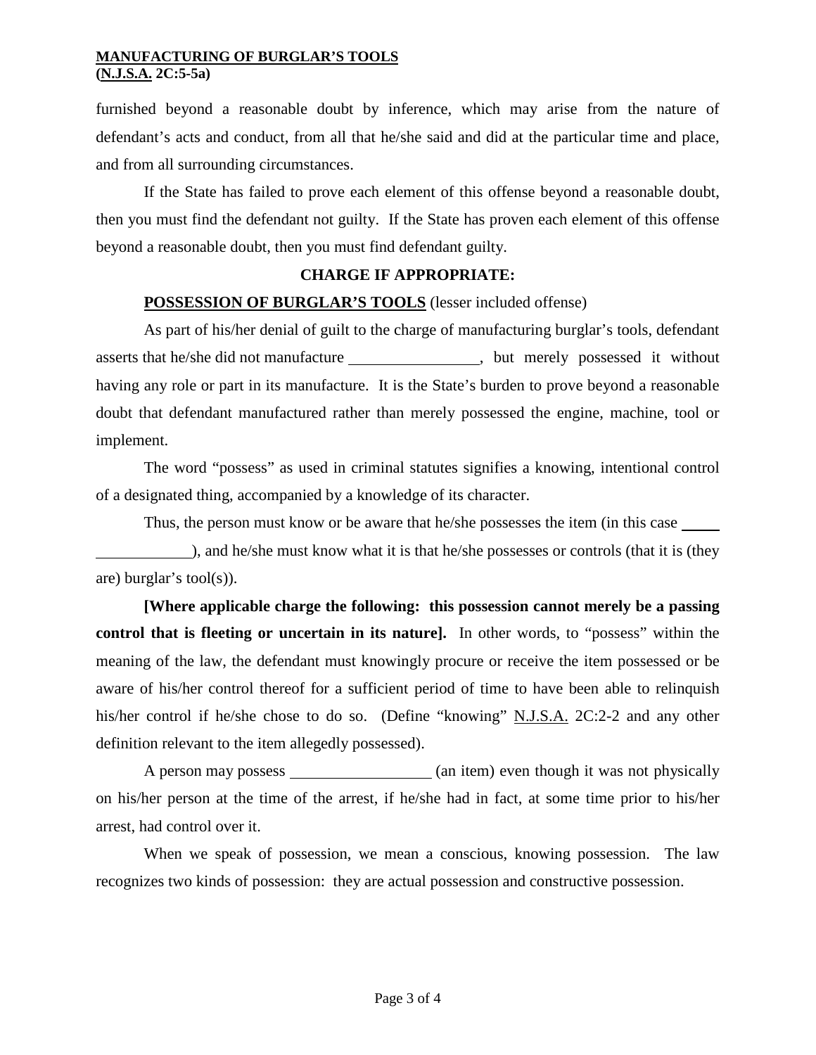furnished beyond a reasonable doubt by inference, which may arise from the nature of defendant's acts and conduct, from all that he/she said and did at the particular time and place, and from all surrounding circumstances.

If the State has failed to prove each element of this offense beyond a reasonable doubt, then you must find the defendant not guilty. If the State has proven each element of this offense beyond a reasonable doubt, then you must find defendant guilty.

**CHARGE IF APPROPRIATE:**

**POSSESSION OF BURGLAR'S TOOLS** (lesser included offense)

As part of his/her denial of guilt to the charge of manufacturing burglar's tools, defendant asserts that he/she did not manufacture ________________, but merely possessed it without having any role or part in its manufacture. It is the State's burden to prove beyond a reasonable doubt that defendant manufactured rather than merely possessed the engine, machine, tool or implement.

The word "possess" as used in criminal statutes signifies a knowing, intentional control of a designated thing, accompanied by a knowledge of its character.

Thus, the person must know or be aware that he/she possesses the item (in this case ________________), and he/she must know what it is that he/she possesses or controls (that it is (they are) burglar's tool(s)).

**[Where applicable charge the following: this possession cannot merely be a passing control that is fleeting or uncertain in its nature].** In other words, to "possess" within the meaning of the law, the defendant must knowingly procure or receive the item possessed or be aware of his/her control thereof for a sufficient period of time to have been able to relinquish his/her control if he/she chose to do so. (Define "knowing" N.J.S.A. 2C:2-2 and any other definition relevant to the item allegedly possessed).

A person may possess ________________ (an item) even though it was not physically on his/her person at the time of the arrest, if he/she had in fact, at some time prior to his/her arrest, had control over it.

When we speak of possession, we mean a conscious, knowing possession. The law recognizes two kinds of possession: they are actual possession and constructive possession.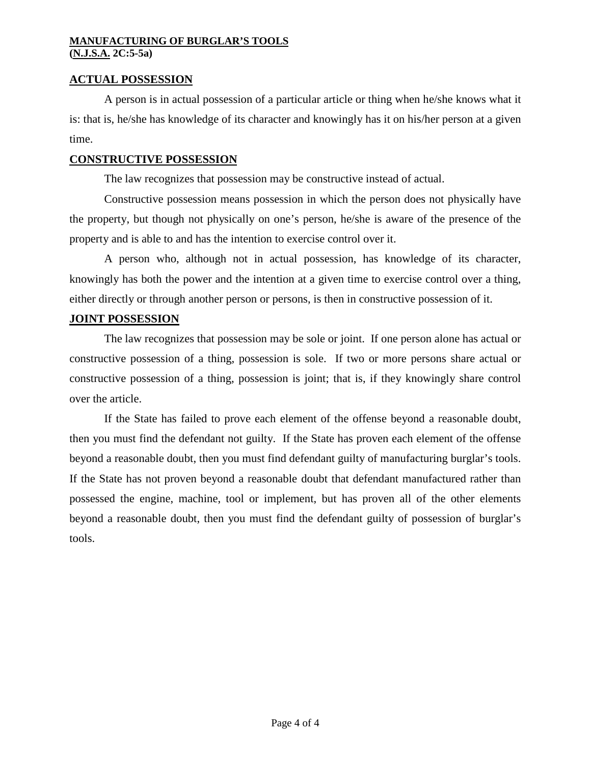## ACTUAL POSSESSION

A person is in actual possession of a particular article or thing when he/she knows what it is: that is, he/she has knowledge of its character and knowingly has it on his/her person at a given time.

## CONSTRUCTIVE POSSESSION

The law recognizes that possession may be constructive instead of actual.

Constructive possession means possession in which the person does not physically have the property, but though not physically on one's person, he/she is aware of the presence of the property and is able to and has the intention to exercise control over it.

A person who, although not in actual possession, has knowledge of its character, knowingly has both the power and the intention at a given time to exercise control over a thing, either directly or through another person or persons, is then in constructive possession of it.

## JOINT POSSESSION

The law recognizes that possession may be sole or joint. If one person alone has actual or constructive possession of a thing, possession is sole. If two or more persons share actual or constructive possession of a thing, possession is joint; that is, if they knowingly share control over the article.

If the State has failed to prove each element of the offense beyond a reasonable doubt, then you must find the defendant not guilty. If the State has proven each element of the offense beyond a reasonable doubt, then you must find defendant guilty of manufacturing burglar's tools. If the State has not proven beyond a reasonable doubt that defendant manufactured rather than possessed the engine, machine, tool or implement, but has proven all of the other elements beyond a reasonable doubt, then you must find the defendant guilty of possession of burglar's tools.